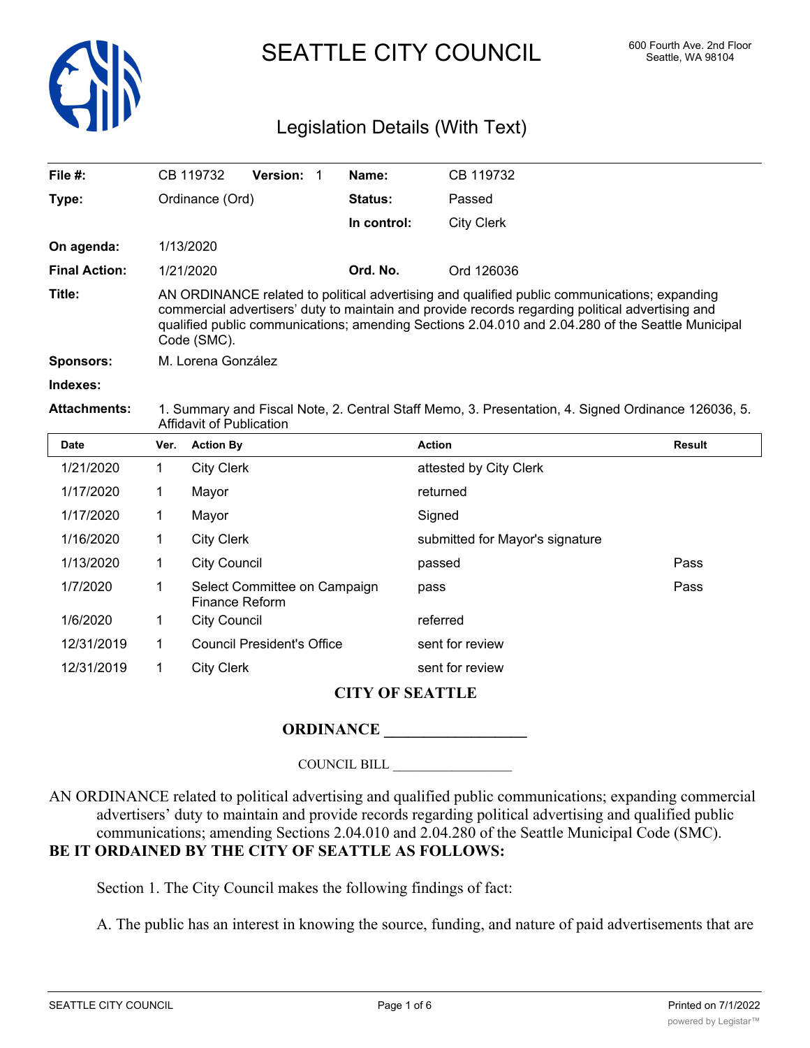# SEATTLE CITY COUNCIL

600 Fourth Ave. 2nd Floor
Seattle, WA 98104

## Legislation Details (With Text)

| | | | |
|---|---|---|---|
| **File #:** | CB 119732 **Version:** 1 | **Name:** | CB 119732 |
| **Type:** | Ordinance (Ord) | **Status:** | Passed |
| | | **In control:** | City Clerk |
| **On agenda:** | 1/13/2020 | | |
| **Final Action:** | 1/21/2020 | **Ord. No.** | Ord 126036 |

**Title:** AN ORDINANCE related to political advertising and qualified public communications; expanding commercial advertisers' duty to maintain and provide records regarding political advertising and qualified public communications; amending Sections 2.04.010 and 2.04.280 of the Seattle Municipal Code (SMC).

**Sponsors:** M. Lorena González

**Indexes:**

**Attachments:** 1. Summary and Fiscal Note, 2. Central Staff Memo, 3. Presentation, 4. Signed Ordinance 126036, 5. Affidavit of Publication

| Date | Ver. | Action By | Action | Result |
|---|---|---|---|---|
| 1/21/2020 | 1 | City Clerk | attested by City Clerk | |
| 1/17/2020 | 1 | Mayor | returned | |
| 1/17/2020 | 1 | Mayor | Signed | |
| 1/16/2020 | 1 | City Clerk | submitted for Mayor's signature | |
| 1/13/2020 | 1 | City Council | passed | Pass |
| 1/7/2020 | 1 | Select Committee on Campaign Finance Reform | pass | Pass |
| 1/6/2020 | 1 | City Council | referred | |
| 12/31/2019 | 1 | Council President's Office | sent for review | |
| 12/31/2019 | 1 | City Clerk | sent for review | |

**CITY OF SEATTLE**

**ORDINANCE \_\_\_\_\_\_\_\_\_\_\_\_\_\_\_\_\_\_**

COUNCIL BILL \_\_\_\_\_\_\_\_\_\_\_\_\_\_\_\_\_\_

AN ORDINANCE related to political advertising and qualified public communications; expanding commercial advertisers' duty to maintain and provide records regarding political advertising and qualified public communications; amending Sections 2.04.010 and 2.04.280 of the Seattle Municipal Code (SMC).

**BE IT ORDAINED BY THE CITY OF SEATTLE AS FOLLOWS:**

Section 1. The City Council makes the following findings of fact:

A. The public has an interest in knowing the source, funding, and nature of paid advertisements that are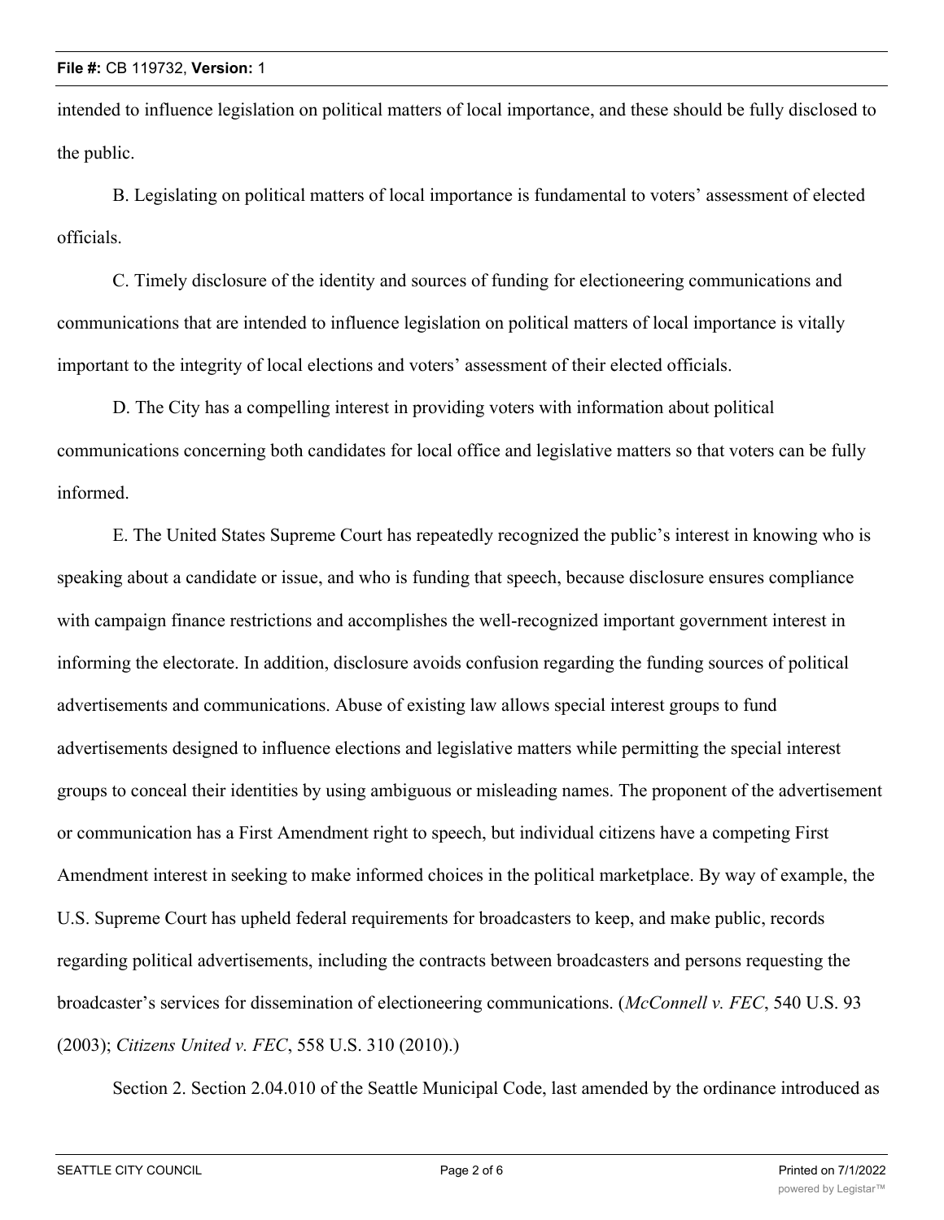intended to influence legislation on political matters of local importance, and these should be fully disclosed to the public.

B. Legislating on political matters of local importance is fundamental to voters' assessment of elected officials.

C. Timely disclosure of the identity and sources of funding for electioneering communications and communications that are intended to influence legislation on political matters of local importance is vitally important to the integrity of local elections and voters' assessment of their elected officials.

D. The City has a compelling interest in providing voters with information about political communications concerning both candidates for local office and legislative matters so that voters can be fully informed.

E. The United States Supreme Court has repeatedly recognized the public's interest in knowing who is speaking about a candidate or issue, and who is funding that speech, because disclosure ensures compliance with campaign finance restrictions and accomplishes the well-recognized important government interest in informing the electorate. In addition, disclosure avoids confusion regarding the funding sources of political advertisements and communications. Abuse of existing law allows special interest groups to fund advertisements designed to influence elections and legislative matters while permitting the special interest groups to conceal their identities by using ambiguous or misleading names. The proponent of the advertisement or communication has a First Amendment right to speech, but individual citizens have a competing First Amendment interest in seeking to make informed choices in the political marketplace. By way of example, the U.S. Supreme Court has upheld federal requirements for broadcasters to keep, and make public, records regarding political advertisements, including the contracts between broadcasters and persons requesting the broadcaster's services for dissemination of electioneering communications. (*McConnell v. FEC*, 540 U.S. 93 (2003); *Citizens United v. FEC*, 558 U.S. 310 (2010).)

Section 2. Section 2.04.010 of the Seattle Municipal Code, last amended by the ordinance introduced as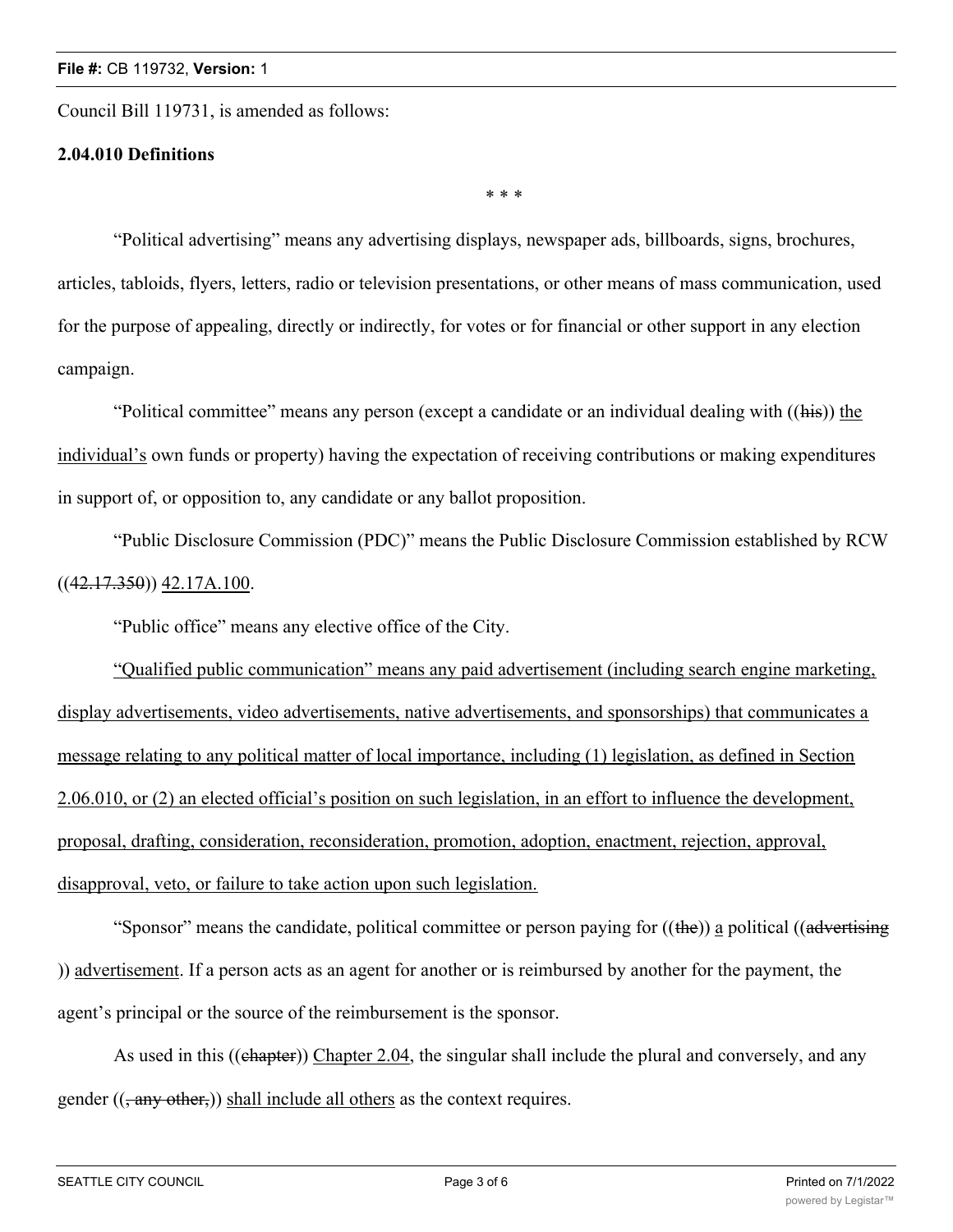Council Bill 119731, is amended as follows:

**2.04.010 Definitions**

\* \* \*

"Political advertising" means any advertising displays, newspaper ads, billboards, signs, brochures, articles, tabloids, flyers, letters, radio or television presentations, or other means of mass communication, used for the purpose of appealing, directly or indirectly, for votes or for financial or other support in any election campaign.

"Political committee" means any person (except a candidate or an individual dealing with ((~~his~~)) <u>the individual's</u> own funds or property) having the expectation of receiving contributions or making expenditures in support of, or opposition to, any candidate or any ballot proposition.

"Public Disclosure Commission (PDC)" means the Public Disclosure Commission established by RCW ((~~42.17.350~~)) <u>42.17A.100</u>.

"Public office" means any elective office of the City.

<u>"Qualified public communication" means any paid advertisement (including search engine marketing, display advertisements, video advertisements, native advertisements, and sponsorships) that communicates a message relating to any political matter of local importance, including (1) legislation, as defined in Section 2.06.010, or (2) an elected official's position on such legislation, in an effort to influence the development, proposal, drafting, consideration, reconsideration, promotion, adoption, enactment, rejection, approval, disapproval, veto, or failure to take action upon such legislation.</u>

"Sponsor" means the candidate, political committee or person paying for ((~~the~~)) <u>a</u> political ((~~advertising~~)) <u>advertisement</u>. If a person acts as an agent for another or is reimbursed by another for the payment, the agent's principal or the source of the reimbursement is the sponsor.

As used in this ((~~chapter~~)) <u>Chapter 2.04</u>, the singular shall include the plural and conversely, and any gender ((~~, any other,~~)) <u>shall include all others</u> as the context requires.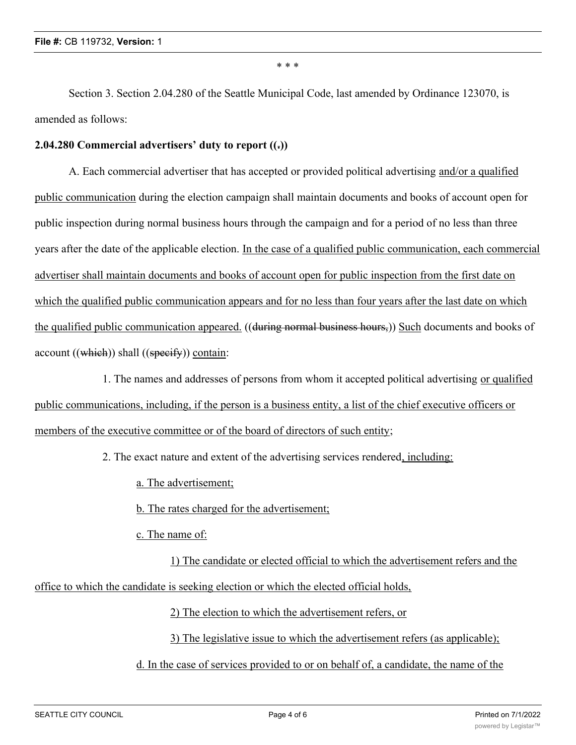\* \* \*

Section 3. Section 2.04.280 of the Seattle Municipal Code, last amended by Ordinance 123070, is amended as follows:

**2.04.280 Commercial advertisers' duty to report ((~~,~~))**

A. Each commercial advertiser that has accepted or provided political advertising <u>and/or a qualified public communication</u> during the election campaign shall maintain documents and books of account open for public inspection during normal business hours through the campaign and for a period of no less than three years after the date of the applicable election. <u>In the case of a qualified public communication, each commercial advertiser shall maintain documents and books of account open for public inspection from the first date on which the qualified public communication appears and for no less than four years after the last date on which the qualified public communication appeared.</u> ((~~during normal business hours,~~)) <u>Such</u> documents and books of account ((~~which~~)) shall ((~~specify~~)) <u>contain</u>:

1. The names and addresses of persons from whom it accepted political advertising <u>or qualified public communications, including, if the person is a business entity, a list of the chief executive officers or members of the executive committee or of the board of directors of such entity</u>;

2. The exact nature and extent of the advertising services rendered<u>, including:</u>

<u>a. The advertisement;</u>

<u>b. The rates charged for the advertisement;</u>

<u>c. The name of:</u>

<u>1) The candidate or elected official to which the advertisement refers and the office to which the candidate is seeking election or which the elected official holds,</u>

<u>2) The election to which the advertisement refers, or</u>

<u>3) The legislative issue to which the advertisement refers (as applicable);</u>

<u>d. In the case of services provided to or on behalf of, a candidate, the name of the</u>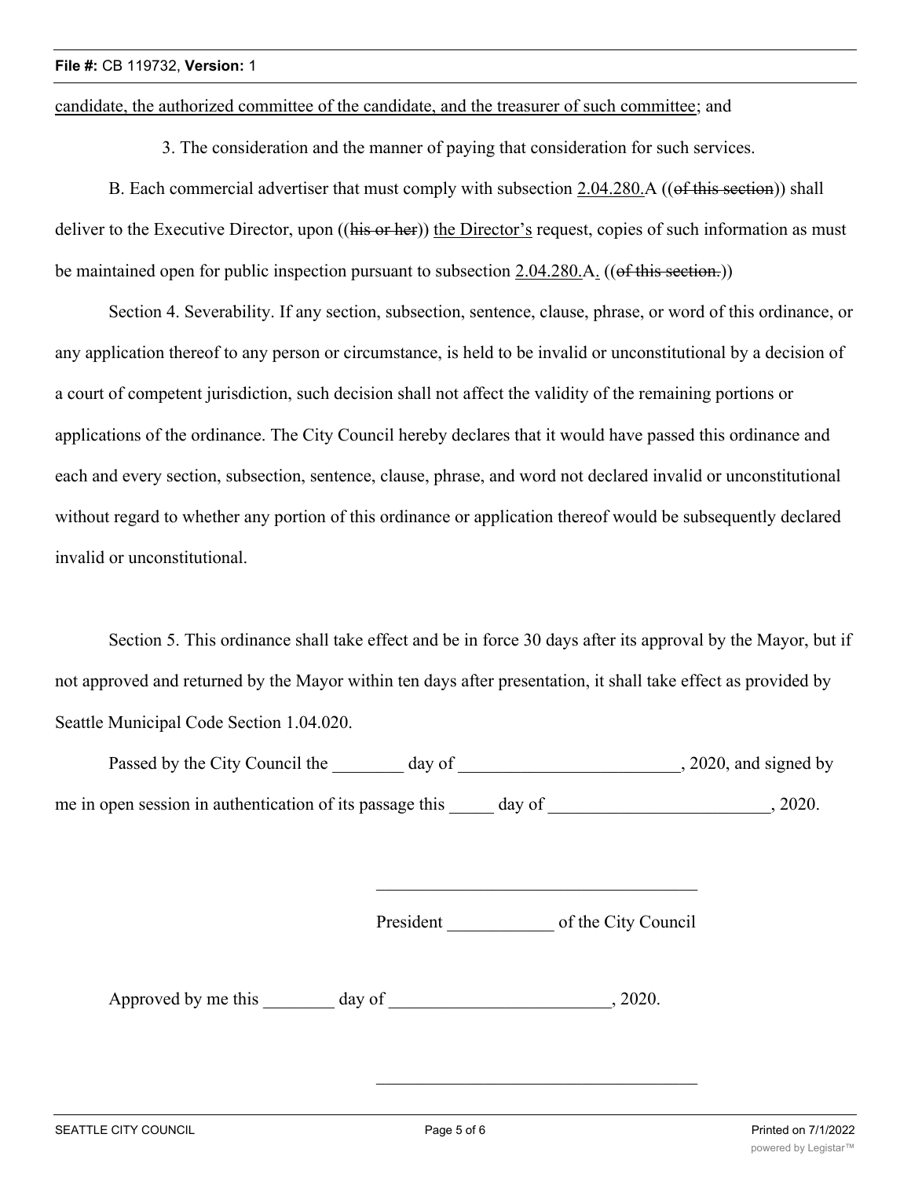candidate, the authorized committee of the candidate, and the treasurer of such committee; and

3. The consideration and the manner of paying that consideration for such services.

B. Each commercial advertiser that must comply with subsection 2.04.280.A ((of this section)) shall deliver to the Executive Director, upon ((his or her)) the Director's request, copies of such information as must be maintained open for public inspection pursuant to subsection 2.04.280.A. ((of this section.))

Section 4. Severability. If any section, subsection, sentence, clause, phrase, or word of this ordinance, or any application thereof to any person or circumstance, is held to be invalid or unconstitutional by a decision of a court of competent jurisdiction, such decision shall not affect the validity of the remaining portions or applications of the ordinance. The City Council hereby declares that it would have passed this ordinance and each and every section, subsection, sentence, clause, phrase, and word not declared invalid or unconstitutional without regard to whether any portion of this ordinance or application thereof would be subsequently declared invalid or unconstitutional.

Section 5. This ordinance shall take effect and be in force 30 days after its approval by the Mayor, but if not approved and returned by the Mayor within ten days after presentation, it shall take effect as provided by Seattle Municipal Code Section 1.04.020.

Passed by the City Council the ________ day of ________________________, 2020, and signed by me in open session in authentication of its passage this _____ day of ________________________, 2020.

____________________________________

President ____________ of the City Council

Approved by me this ________ day of ________________________, 2020.

____________________________________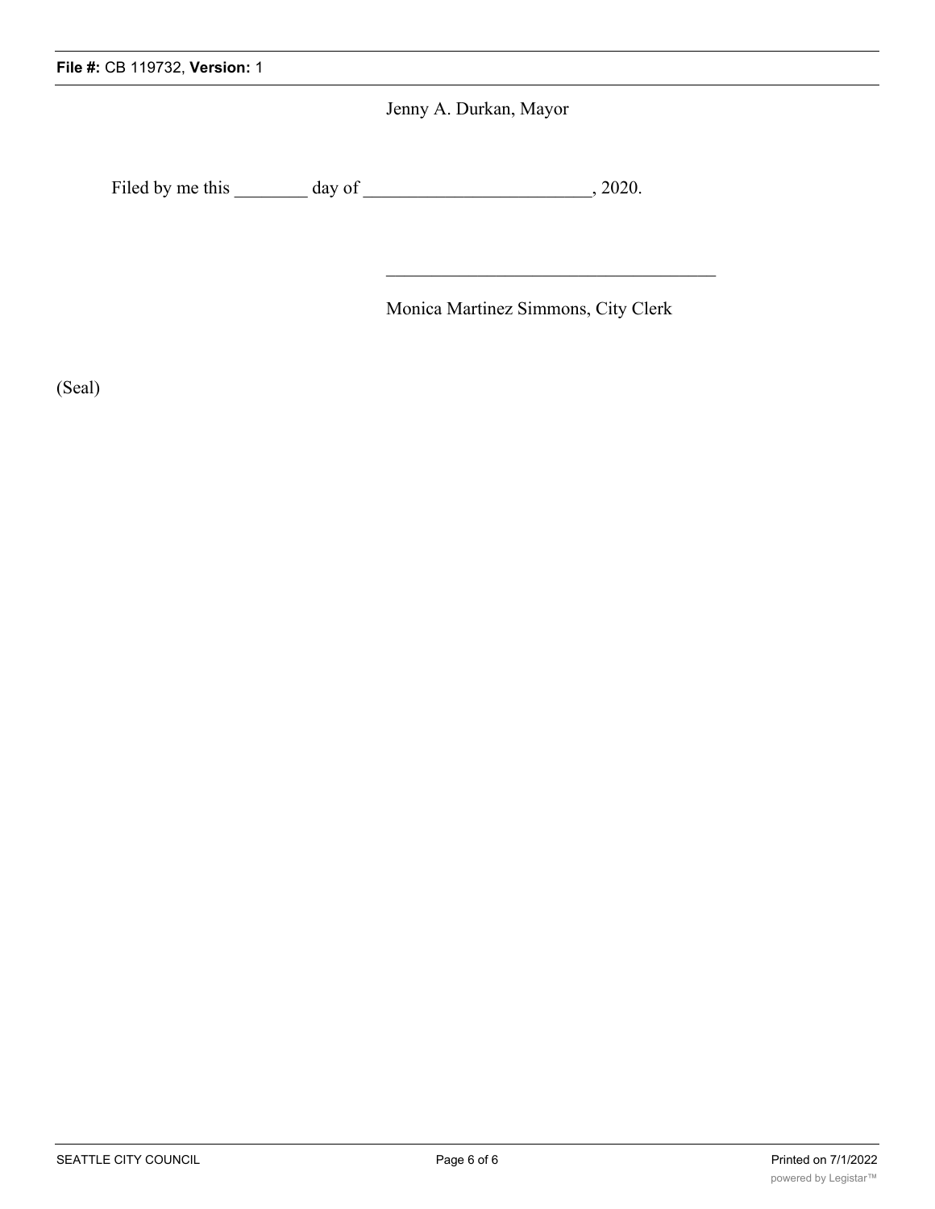Jenny A. Durkan, Mayor

Filed by me this ________ day of ________________________, 2020.

____________________________________

Monica Martinez Simmons, City Clerk

(Seal)